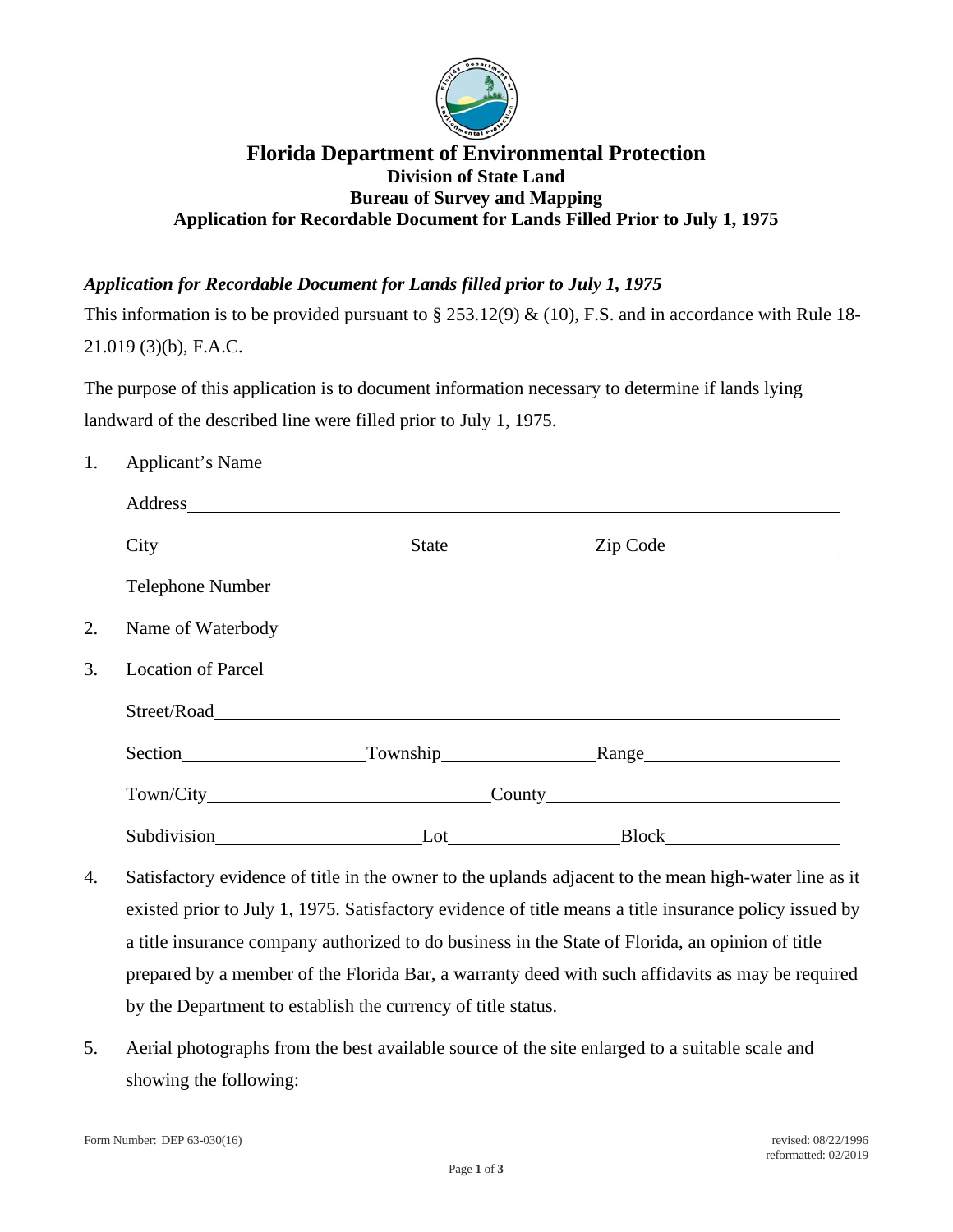# Florida Department of Environmental Protection

### Division of State Land

### Bureau of Survey and Mapping

### Application for Recordable Document for Lands Filled Prior to July 1, 1975

***Application for Recordable Document for Lands filled prior to July 1, 1975***

This information is to be provided pursuant to § 253.12(9) & (10), F.S. and in accordance with Rule 18-21.019 (3)(b), F.A.C.

The purpose of this application is to document information necessary to determine if lands lying landward of the described line were filled prior to July 1, 1975.

1. Applicant's Name\_\_\_\_\_\_\_\_\_\_\_\_\_\_\_\_\_\_\_\_\_\_\_\_\_\_\_\_\_\_\_\_\_\_\_\_\_\_\_\_\_\_\_\_

   Address\_\_\_\_\_\_\_\_\_\_\_\_\_\_\_\_\_\_\_\_\_\_\_\_\_\_\_\_\_\_\_\_\_\_\_\_\_\_\_\_\_\_\_\_\_\_\_\_\_\_

   City\_\_\_\_\_\_\_\_\_\_\_\_\_\_\_\_\_\_\_\_State\_\_\_\_\_\_\_\_\_\_\_\_Zip Code\_\_\_\_\_\_\_\_\_\_\_\_\_\_

   Telephone Number\_\_\_\_\_\_\_\_\_\_\_\_\_\_\_\_\_\_\_\_\_\_\_\_\_\_\_\_\_\_\_\_\_\_\_\_\_\_\_\_\_\_

2. Name of Waterbody\_\_\_\_\_\_\_\_\_\_\_\_\_\_\_\_\_\_\_\_\_\_\_\_\_\_\_\_\_\_\_\_\_\_\_\_\_\_\_\_\_\_

3. Location of Parcel

   Street/Road\_\_\_\_\_\_\_\_\_\_\_\_\_\_\_\_\_\_\_\_\_\_\_\_\_\_\_\_\_\_\_\_\_\_\_\_\_\_\_\_\_\_\_\_\_\_\_\_

   Section\_\_\_\_\_\_\_\_\_\_\_\_\_\_\_Township\_\_\_\_\_\_\_\_\_\_\_\_\_Range\_\_\_\_\_\_\_\_\_\_\_\_\_\_\_\_

   Town/City\_\_\_\_\_\_\_\_\_\_\_\_\_\_\_\_\_\_\_\_\_\_\_County\_\_\_\_\_\_\_\_\_\_\_\_\_\_\_\_\_\_\_\_\_\_\_\_\_

   Subdivision\_\_\_\_\_\_\_\_\_\_\_\_\_\_\_\_\_Lot\_\_\_\_\_\_\_\_\_\_\_\_\_\_Block\_\_\_\_\_\_\_\_\_\_\_\_\_\_\_

4. Satisfactory evidence of title in the owner to the uplands adjacent to the mean high-water line as it existed prior to July 1, 1975. Satisfactory evidence of title means a title insurance policy issued by a title insurance company authorized to do business in the State of Florida, an opinion of title prepared by a member of the Florida Bar, a warranty deed with such affidavits as may be required by the Department to establish the currency of title status.

5. Aerial photographs from the best available source of the site enlarged to a suitable scale and showing the following:

Form Number: DEP 63-030(16)

revised: 08/22/1996
reformatted: 02/2019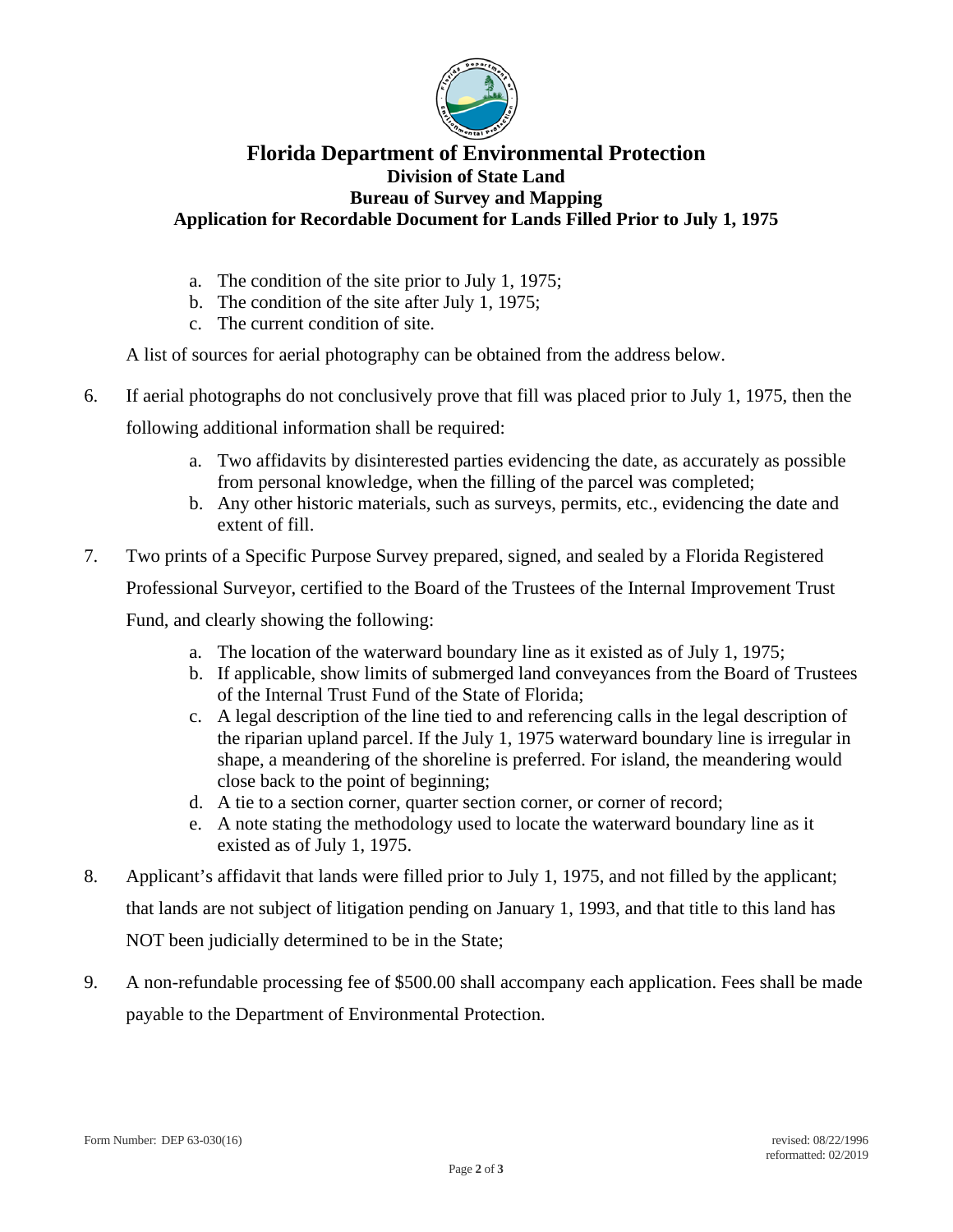# Florida Department of Environmental Protection

**Division of State Land**

**Bureau of Survey and Mapping**

**Application for Recordable Document for Lands Filled Prior to July 1, 1975**

   a. The condition of the site prior to July 1, 1975;
   b. The condition of the site after July 1, 1975;
   c. The current condition of site.

   A list of sources for aerial photography can be obtained from the address below.

6. If aerial photographs do not conclusively prove that fill was placed prior to July 1, 1975, then the following additional information shall be required:

   a. Two affidavits by disinterested parties evidencing the date, as accurately as possible from personal knowledge, when the filling of the parcel was completed;
   b. Any other historic materials, such as surveys, permits, etc., evidencing the date and extent of fill.

7. Two prints of a Specific Purpose Survey prepared, signed, and sealed by a Florida Registered Professional Surveyor, certified to the Board of the Trustees of the Internal Improvement Trust Fund, and clearly showing the following:

   a. The location of the waterward boundary line as it existed as of July 1, 1975;
   b. If applicable, show limits of submerged land conveyances from the Board of Trustees of the Internal Trust Fund of the State of Florida;
   c. A legal description of the line tied to and referencing calls in the legal description of the riparian upland parcel. If the July 1, 1975 waterward boundary line is irregular in shape, a meandering of the shoreline is preferred. For island, the meandering would close back to the point of beginning;
   d. A tie to a section corner, quarter section corner, or corner of record;
   e. A note stating the methodology used to locate the waterward boundary line as it existed as of July 1, 1975.

8. Applicant's affidavit that lands were filled prior to July 1, 1975, and not filled by the applicant; that lands are not subject of litigation pending on January 1, 1993, and that title to this land has NOT been judicially determined to be in the State;

9. A non-refundable processing fee of $500.00 shall accompany each application. Fees shall be made payable to the Department of Environmental Protection.

Form Number: DEP 63-030(16) revised: 08/22/1996 reformatted: 02/2019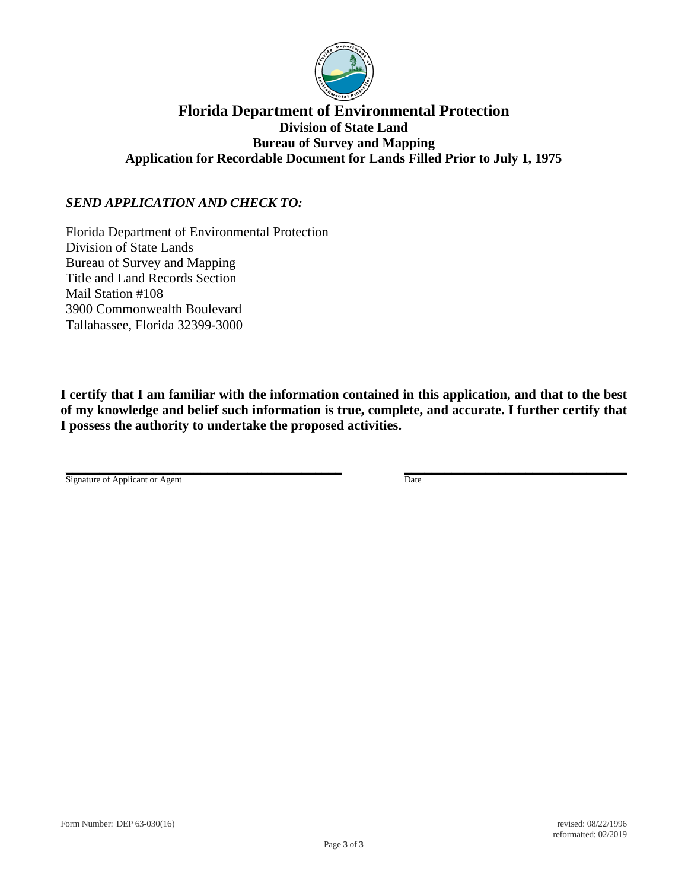# Florida Department of Environmental Protection

## Division of State Land

## Bureau of Survey and Mapping

## Application for Recordable Document for Lands Filled Prior to July 1, 1975

***SEND APPLICATION AND CHECK TO:***

Florida Department of Environmental Protection
Division of State Lands
Bureau of Survey and Mapping
Title and Land Records Section
Mail Station #108
3900 Commonwealth Boulevard
Tallahassee, Florida 32399-3000

**I certify that I am familiar with the information contained in this application, and that to the best of my knowledge and belief such information is true, complete, and accurate. I further certify that I possess the authority to undertake the proposed activities.**

_______________________________________ Signature of Applicant or Agent

_______________________________________ Date

Form Number: DEP 63-030(16)

revised: 08/22/1996
reformatted: 02/2019